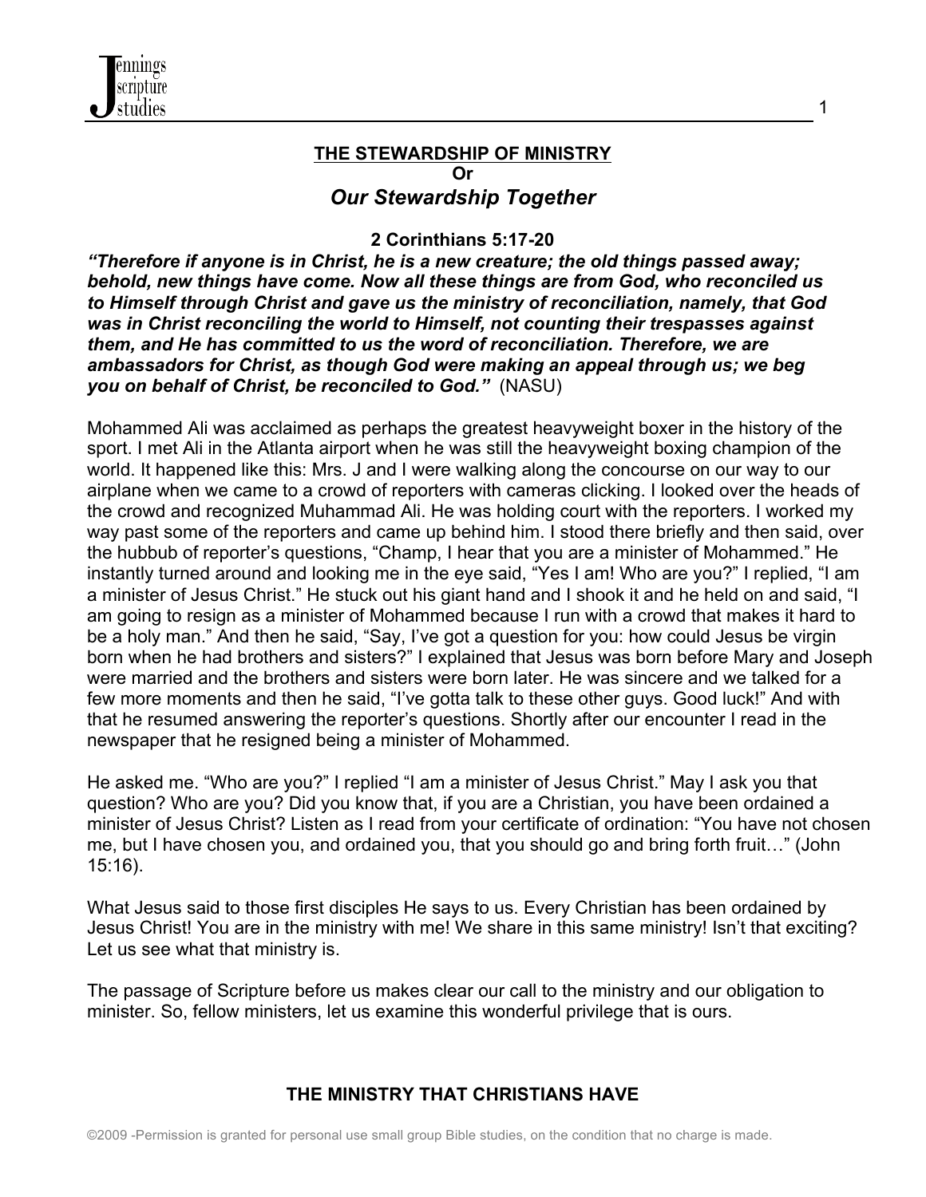## THE STEWARDSHIP OF MINISTRY
**Or**
### *Our Stewardship Together*

**2 Corinthians 5:17-20**

***"Therefore if anyone is in Christ, he is a new creature; the old things passed away; behold, new things have come. Now all these things are from God, who reconciled us to Himself through Christ and gave us the ministry of reconciliation, namely, that God was in Christ reconciling the world to Himself, not counting their trespasses against them, and He has committed to us the word of reconciliation. Therefore, we are ambassadors for Christ, as though God were making an appeal through us; we beg you on behalf of Christ, be reconciled to God."*** (NASU)

Mohammed Ali was acclaimed as perhaps the greatest heavyweight boxer in the history of the sport. I met Ali in the Atlanta airport when he was still the heavyweight boxing champion of the world. It happened like this: Mrs. J and I were walking along the concourse on our way to our airplane when we came to a crowd of reporters with cameras clicking. I looked over the heads of the crowd and recognized Muhammad Ali. He was holding court with the reporters. I worked my way past some of the reporters and came up behind him. I stood there briefly and then said, over the hubbub of reporter's questions, "Champ, I hear that you are a minister of Mohammed." He instantly turned around and looking me in the eye said, "Yes I am! Who are you?" I replied, "I am a minister of Jesus Christ." He stuck out his giant hand and I shook it and he held on and said, "I am going to resign as a minister of Mohammed because I run with a crowd that makes it hard to be a holy man." And then he said, "Say, I've got a question for you: how could Jesus be virgin born when he had brothers and sisters?" I explained that Jesus was born before Mary and Joseph were married and the brothers and sisters were born later. He was sincere and we talked for a few more moments and then he said, "I've gotta talk to these other guys. Good luck!" And with that he resumed answering the reporter's questions. Shortly after our encounter I read in the newspaper that he resigned being a minister of Mohammed.

He asked me. "Who are you?" I replied "I am a minister of Jesus Christ." May I ask you that question? Who are you? Did you know that, if you are a Christian, you have been ordained a minister of Jesus Christ? Listen as I read from your certificate of ordination: "You have not chosen me, but I have chosen you, and ordained you, that you should go and bring forth fruit…" (John 15:16).

What Jesus said to those first disciples He says to us. Every Christian has been ordained by Jesus Christ! You are in the ministry with me! We share in this same ministry! Isn't that exciting? Let us see what that ministry is.

The passage of Scripture before us makes clear our call to the ministry and our obligation to minister. So, fellow ministers, let us examine this wonderful privilege that is ours.

### THE MINISTRY THAT CHRISTIANS HAVE

©2009 -Permission is granted for personal use small group Bible studies, on the condition that no charge is made.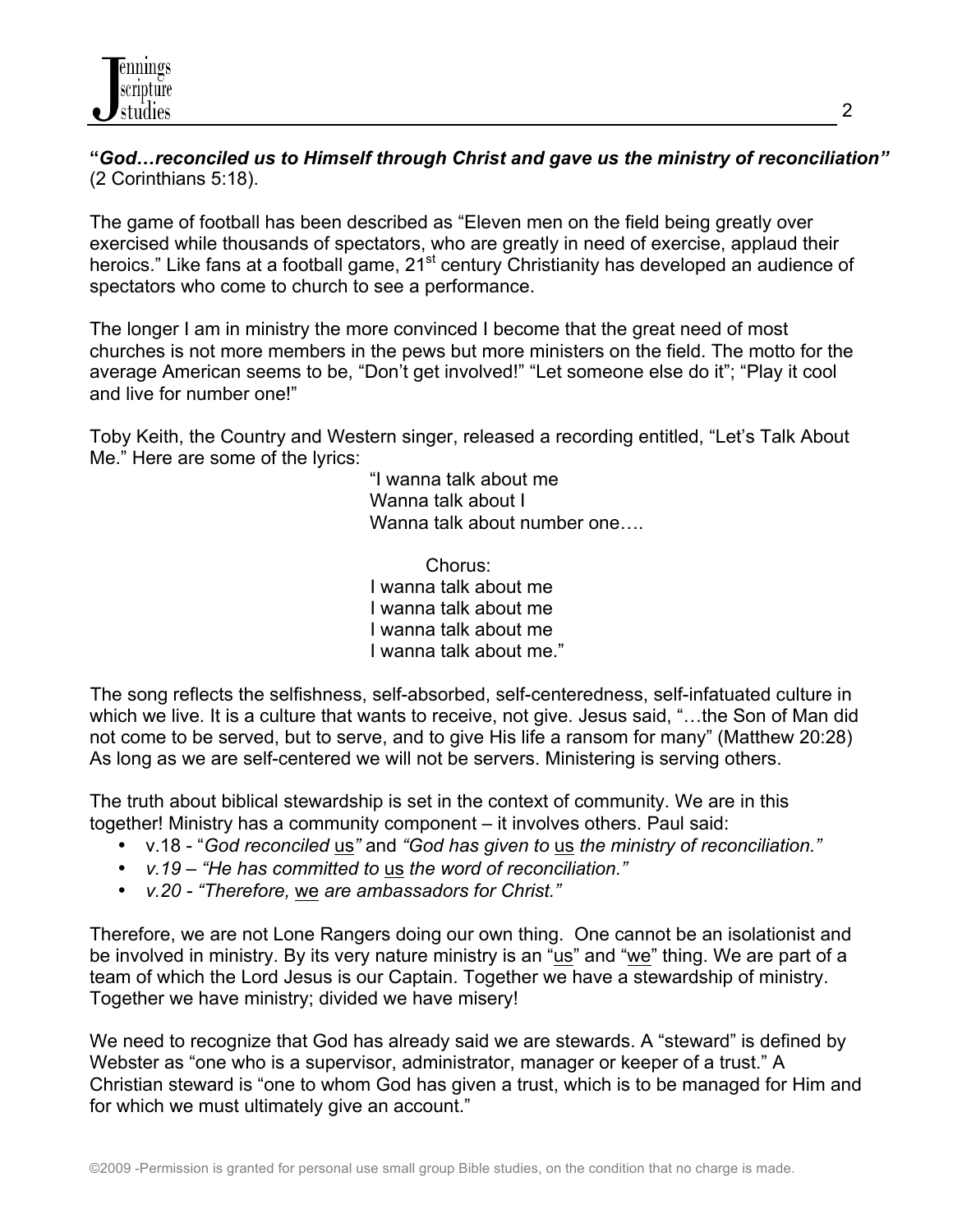***"God…reconciled us to Himself through Christ and gave us the ministry of reconciliation"*** (2 Corinthians 5:18).

The game of football has been described as "Eleven men on the field being greatly over exercised while thousands of spectators, who are greatly in need of exercise, applaud their heroics." Like fans at a football game, 21st century Christianity has developed an audience of spectators who come to church to see a performance.

The longer I am in ministry the more convinced I become that the great need of most churches is not more members in the pews but more ministers on the field. The motto for the average American seems to be, "Don't get involved!" "Let someone else do it"; "Play it cool and live for number one!"

Toby Keith, the Country and Western singer, released a recording entitled, "Let's Talk About Me." Here are some of the lyrics:

> "I wanna talk about me
> Wanna talk about I
> Wanna talk about number one….
>
> Chorus:
> I wanna talk about me
> I wanna talk about me
> I wanna talk about me
> I wanna talk about me."

The song reflects the selfishness, self-absorbed, self-centeredness, self-infatuated culture in which we live. It is a culture that wants to receive, not give. Jesus said, "…the Son of Man did not come to be served, but to serve, and to give His life a ransom for many" (Matthew 20:28) As long as we are self-centered we will not be servers. Ministering is serving others.

The truth about biblical stewardship is set in the context of community. We are in this together! Ministry has a community component – it involves others. Paul said:

- v.18 - "*God reconciled* <u>us</u>*"* and *"God has given to* <u>us</u> *the ministry of reconciliation."*
- *v.19 – "He has committed to* <u>us</u> *the word of reconciliation."*
- *v.20 - "Therefore,* <u>we</u> *are ambassadors for Christ."*

Therefore, we are not Lone Rangers doing our own thing. One cannot be an isolationist and be involved in ministry. By its very nature ministry is an "<u>us</u>" and "<u>we</u>" thing. We are part of a team of which the Lord Jesus is our Captain. Together we have a stewardship of ministry. Together we have ministry; divided we have misery!

We need to recognize that God has already said we are stewards. A "steward" is defined by Webster as "one who is a supervisor, administrator, manager or keeper of a trust." A Christian steward is "one to whom God has given a trust, which is to be managed for Him and for which we must ultimately give an account."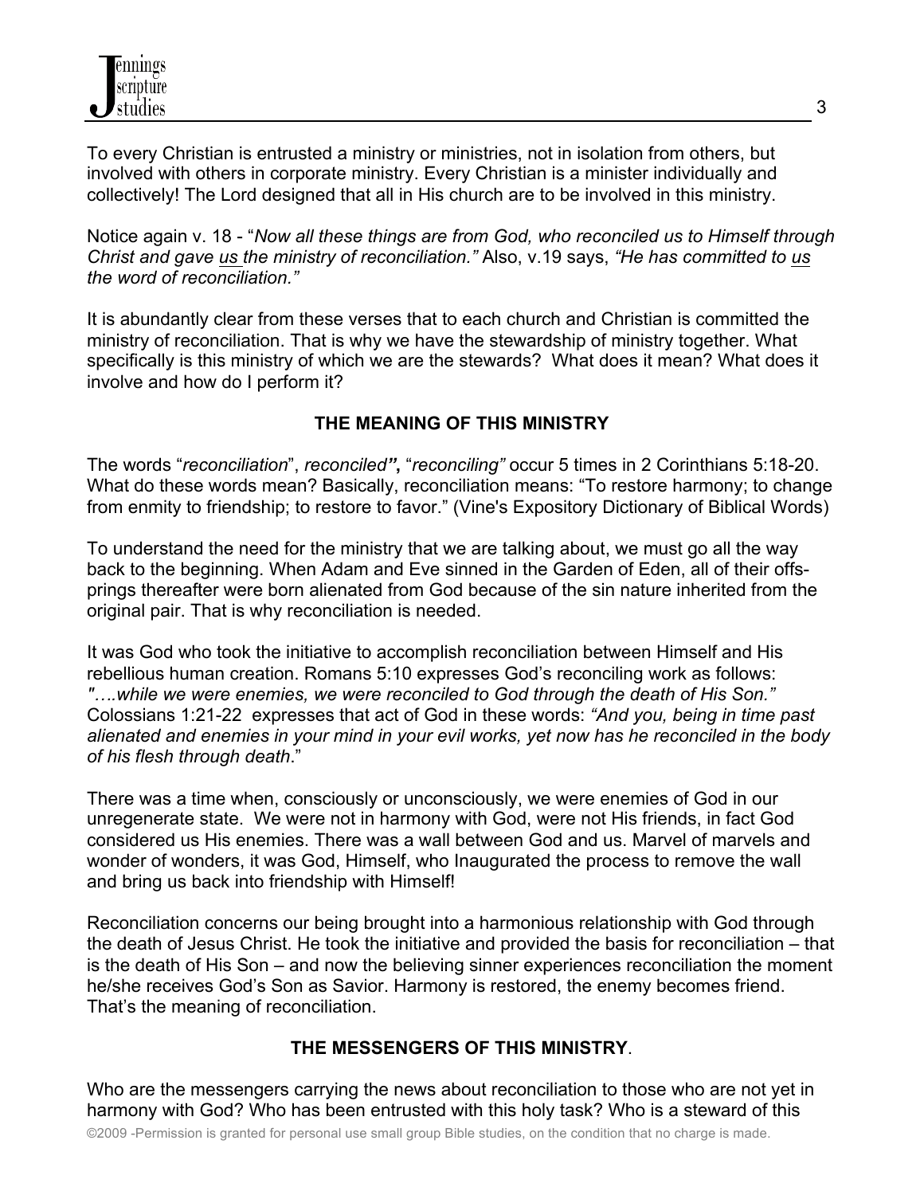To every Christian is entrusted a ministry or ministries, not in isolation from others, but involved with others in corporate ministry. Every Christian is a minister individually and collectively! The Lord designed that all in His church are to be involved in this ministry.

Notice again v. 18 - "*Now all these things are from God, who reconciled us to Himself through Christ and gave us the ministry of reconciliation."* Also, v.19 says, *"He has committed to us the word of reconciliation."*

It is abundantly clear from these verses that to each church and Christian is committed the ministry of reconciliation. That is why we have the stewardship of ministry together. What specifically is this ministry of which we are the stewards? What does it mean? What does it involve and how do I perform it?

## THE MEANING OF THIS MINISTRY

The words "*reconciliation*", *reconciled"*, "*reconciling"* occur 5 times in 2 Corinthians 5:18-20. What do these words mean? Basically, reconciliation means: "To restore harmony; to change from enmity to friendship; to restore to favor." (Vine's Expository Dictionary of Biblical Words)

To understand the need for the ministry that we are talking about, we must go all the way back to the beginning. When Adam and Eve sinned in the Garden of Eden, all of their offs-prings thereafter were born alienated from God because of the sin nature inherited from the original pair. That is why reconciliation is needed.

It was God who took the initiative to accomplish reconciliation between Himself and His rebellious human creation. Romans 5:10 expresses God's reconciling work as follows: *"….while we were enemies, we were reconciled to God through the death of His Son."* Colossians 1:21-22 expresses that act of God in these words: *"And you, being in time past alienated and enemies in your mind in your evil works, yet now has he reconciled in the body of his flesh through death*."

There was a time when, consciously or unconsciously, we were enemies of God in our unregenerate state. We were not in harmony with God, were not His friends, in fact God considered us His enemies. There was a wall between God and us. Marvel of marvels and wonder of wonders, it was God, Himself, who Inaugurated the process to remove the wall and bring us back into friendship with Himself!

Reconciliation concerns our being brought into a harmonious relationship with God through the death of Jesus Christ. He took the initiative and provided the basis for reconciliation – that is the death of His Son – and now the believing sinner experiences reconciliation the moment he/she receives God's Son as Savior. Harmony is restored, the enemy becomes friend. That's the meaning of reconciliation.

## THE MESSENGERS OF THIS MINISTRY.

Who are the messengers carrying the news about reconciliation to those who are not yet in harmony with God? Who has been entrusted with this holy task? Who is a steward of this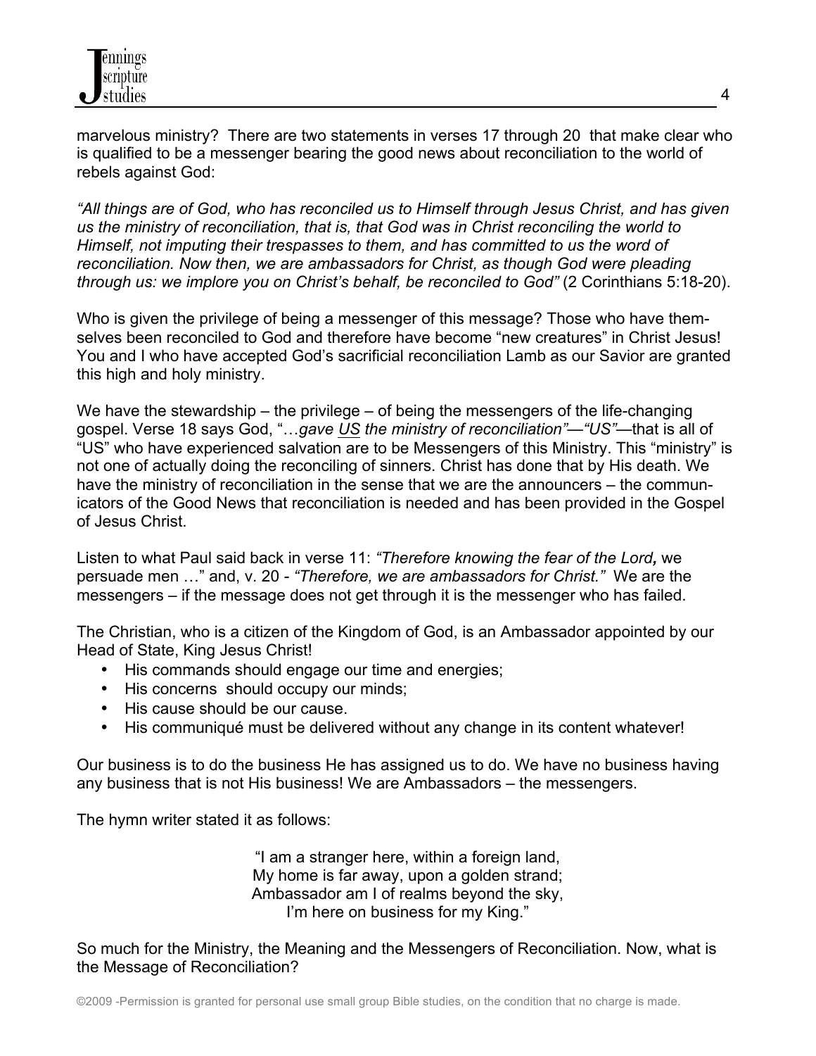marvelous ministry? There are two statements in verses 17 through 20 that make clear who is qualified to be a messenger bearing the good news about reconciliation to the world of rebels against God:

*"All things are of God, who has reconciled us to Himself through Jesus Christ, and has given us the ministry of reconciliation, that is, that God was in Christ reconciling the world to Himself, not imputing their trespasses to them, and has committed to us the word of reconciliation. Now then, we are ambassadors for Christ, as though God were pleading through us: we implore you on Christ's behalf, be reconciled to God"* (2 Corinthians 5:18-20).

Who is given the privilege of being a messenger of this message? Those who have themselves been reconciled to God and therefore have become "new creatures" in Christ Jesus! You and I who have accepted God's sacrificial reconciliation Lamb as our Savior are granted this high and holy ministry.

We have the stewardship – the privilege – of being the messengers of the life-changing gospel. Verse 18 says God, "*…gave <u>US</u> the ministry of reconciliation"—"US"*—that is all of "US" who have experienced salvation are to be Messengers of this Ministry. This "ministry" is not one of actually doing the reconciling of sinners. Christ has done that by His death. We have the ministry of reconciliation in the sense that we are the announcers – the communicators of the Good News that reconciliation is needed and has been provided in the Gospel of Jesus Christ.

Listen to what Paul said back in verse 11: *"Therefore knowing the fear of the Lord,* we persuade men …" and, v. 20 - *"Therefore, we are ambassadors for Christ."* We are the messengers – if the message does not get through it is the messenger who has failed.

The Christian, who is a citizen of the Kingdom of God, is an Ambassador appointed by our Head of State, King Jesus Christ!

- His commands should engage our time and energies;
- His concerns should occupy our minds;
- His cause should be our cause.
- His communiqué must be delivered without any change in its content whatever!

Our business is to do the business He has assigned us to do. We have no business having any business that is not His business! We are Ambassadors – the messengers.

The hymn writer stated it as follows:

"I am a stranger here, within a foreign land,
My home is far away, upon a golden strand;
Ambassador am I of realms beyond the sky,
I'm here on business for my King."

So much for the Ministry, the Meaning and the Messengers of Reconciliation. Now, what is the Message of Reconciliation?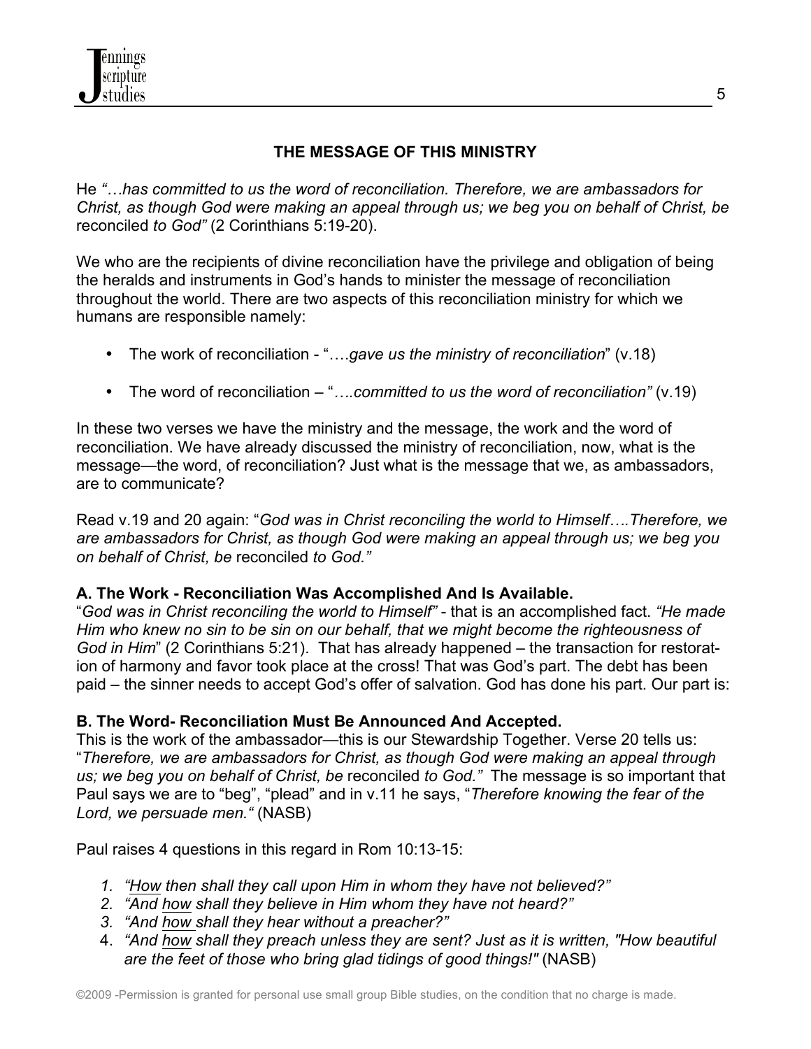## THE MESSAGE OF THIS MINISTRY

He *"…has committed to us the word of reconciliation. Therefore, we are ambassadors for Christ, as though God were making an appeal through us; we beg you on behalf of Christ, be* reconciled *to God"* (2 Corinthians 5:19-20).

We who are the recipients of divine reconciliation have the privilege and obligation of being the heralds and instruments in God's hands to minister the message of reconciliation throughout the world. There are two aspects of this reconciliation ministry for which we humans are responsible namely:

- The work of reconciliation - "….*gave us the ministry of reconciliation*" (v.18)
- The word of reconciliation – "*….committed to us the word of reconciliation"* (v.19)

In these two verses we have the ministry and the message, the work and the word of reconciliation. We have already discussed the ministry of reconciliation, now, what is the message—the word, of reconciliation? Just what is the message that we, as ambassadors, are to communicate?

Read v.19 and 20 again: "*God was in Christ reconciling the world to Himself….Therefore, we are ambassadors for Christ, as though God were making an appeal through us; we beg you on behalf of Christ, be* reconciled *to God."*

**A. The Work - Reconciliation Was Accomplished And Is Available.**
"*God was in Christ reconciling the world to Himself"* - that is an accomplished fact. *"He made Him who knew no sin to be sin on our behalf, that we might become the righteousness of God in Him*" (2 Corinthians 5:21). That has already happened – the transaction for restoration of harmony and favor took place at the cross! That was God's part. The debt has been paid – the sinner needs to accept God's offer of salvation. God has done his part. Our part is:

**B. The Word- Reconciliation Must Be Announced And Accepted.**
This is the work of the ambassador—this is our Stewardship Together. Verse 20 tells us: "*Therefore, we are ambassadors for Christ, as though God were making an appeal through us; we beg you on behalf of Christ, be* reconciled *to God."* The message is so important that Paul says we are to "beg", "plead" and in v.11 he says, "*Therefore knowing the fear of the Lord, we persuade men."* (NASB)

Paul raises 4 questions in this regard in Rom 10:13-15:

1. *"How then shall they call upon Him in whom they have not believed?"*
2. *"And how shall they believe in Him whom they have not heard?"*
3. *"And how shall they hear without a preacher?"*
4. *"And how shall they preach unless they are sent? Just as it is written, "How beautiful are the feet of those who bring glad tidings of good things!"* (NASB)

©2009 -Permission is granted for personal use small group Bible studies, on the condition that no charge is made.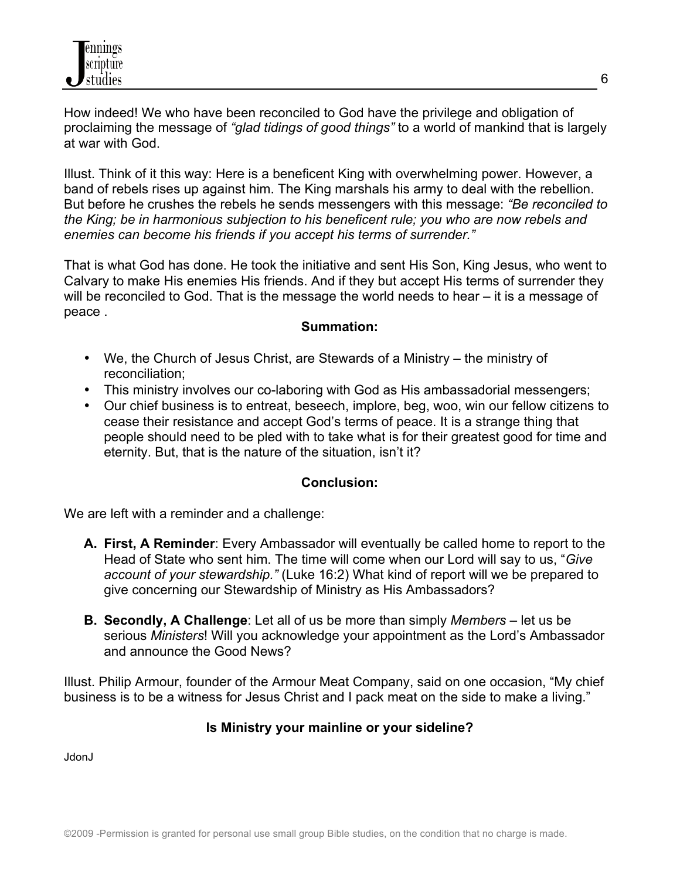How indeed! We who have been reconciled to God have the privilege and obligation of proclaiming the message of *"glad tidings of good things"* to a world of mankind that is largely at war with God.

Illust. Think of it this way: Here is a beneficent King with overwhelming power. However, a band of rebels rises up against him. The King marshals his army to deal with the rebellion. But before he crushes the rebels he sends messengers with this message: *"Be reconciled to the King; be in harmonious subjection to his beneficent rule; you who are now rebels and enemies can become his friends if you accept his terms of surrender."*

That is what God has done. He took the initiative and sent His Son, King Jesus, who went to Calvary to make His enemies His friends. And if they but accept His terms of surrender they will be reconciled to God. That is the message the world needs to hear – it is a message of peace .

**Summation:**

- We, the Church of Jesus Christ, are Stewards of a Ministry – the ministry of reconciliation;
- This ministry involves our co-laboring with God as His ambassadorial messengers;
- Our chief business is to entreat, beseech, implore, beg, woo, win our fellow citizens to cease their resistance and accept God's terms of peace. It is a strange thing that people should need to be pled with to take what is for their greatest good for time and eternity. But, that is the nature of the situation, isn't it?

**Conclusion:**

We are left with a reminder and a challenge:

**A. First, A Reminder**: Every Ambassador will eventually be called home to report to the Head of State who sent him. The time will come when our Lord will say to us, "*Give account of your stewardship."* (Luke 16:2) What kind of report will we be prepared to give concerning our Stewardship of Ministry as His Ambassadors?

**B. Secondly, A Challenge**: Let all of us be more than simply *Members* – let us be serious *Ministers*! Will you acknowledge your appointment as the Lord's Ambassador and announce the Good News?

Illust. Philip Armour, founder of the Armour Meat Company, said on one occasion, "My chief business is to be a witness for Jesus Christ and I pack meat on the side to make a living."

**Is Ministry your mainline or your sideline?**

JdonJ

©2009 -Permission is granted for personal use small group Bible studies, on the condition that no charge is made.